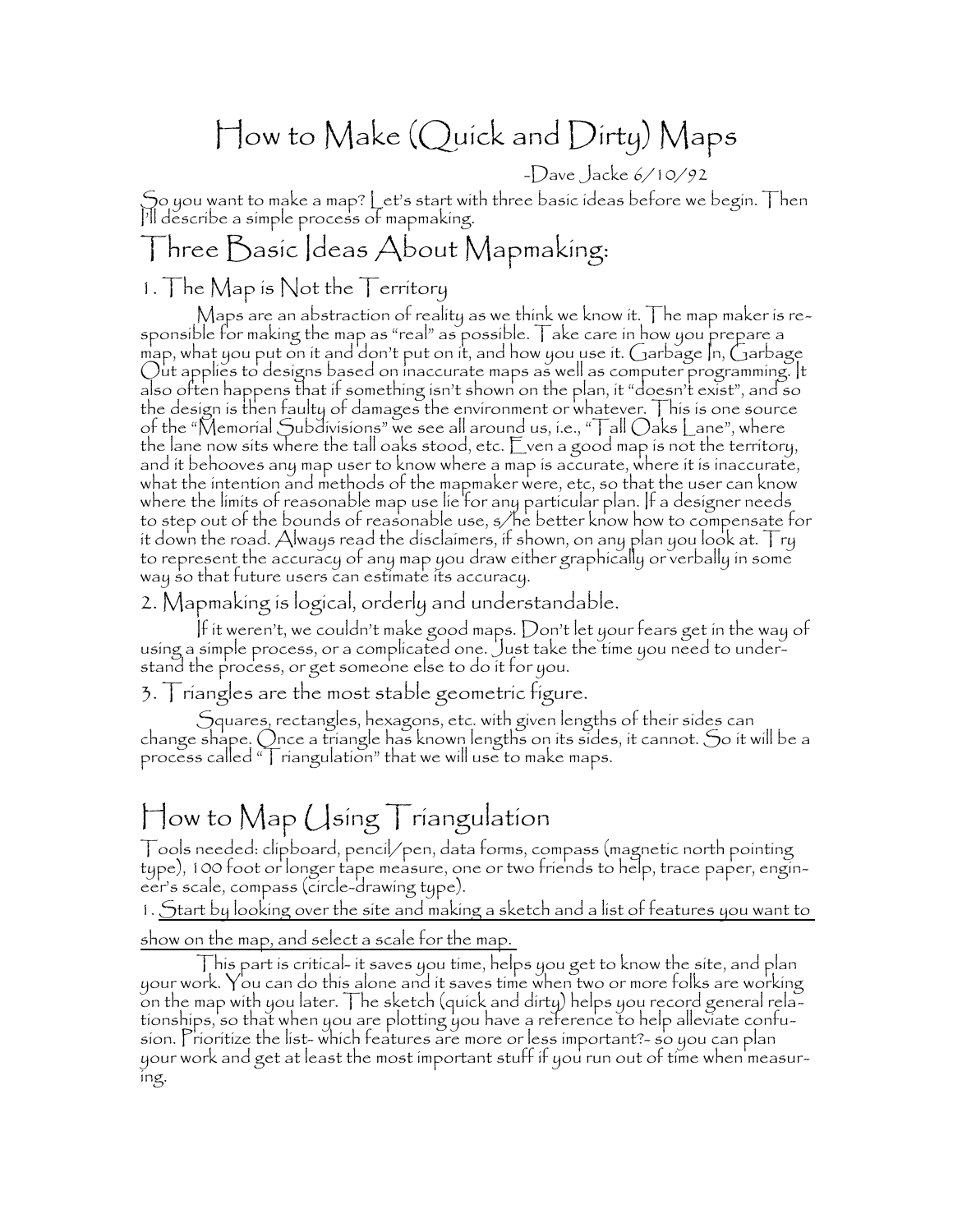# How to Make (Quick and Dirty) Maps

-Dave Jacke 6/10/92

So you want to make a map? Let's start with three basic ideas before we begin. Then I'll describe a simple process of mapmaking.

## Three Basic Ideas About Mapmaking:

### 1. The Map is Not the Territory

Maps are an abstraction of reality as we think we know it. The map maker is responsible for making the map as "real" as possible. Take care in how you prepare a map, what you put on it and don't put on it, and how you use it. Garbage In, Garbage Out applies to designs based on inaccurate maps as well as computer programming. It also often happens that if something isn't shown on the plan, it "doesn't exist", and so the design is then faulty of damages the environment or whatever. This is one source of the "Memorial Subdivisions" we see all around us, i.e., "Tall Oaks Lane", where the lane now sits where the tall oaks stood, etc. Even a good map is not the territory, and it behooves any map user to know where a map is accurate, where it is inaccurate, what the intention and methods of the mapmaker were, etc, so that the user can know where the limits of reasonable map use lie for any particular plan. If a designer needs to step out of the bounds of reasonable use, s/he better know how to compensate for it down the road. Always read the disclaimers, if shown, on any plan you look at. Try to represent the accuracy of any map you draw either graphically or verbally in some way so that future users can estimate its accuracy.

### 2. Mapmaking is logical, orderly and understandable.

If it weren't, we couldn't make good maps. Don't let your fears get in the way of using a simple process, or a complicated one. Just take the time you need to understand the process, or get someone else to do it for you.

### 3. Triangles are the most stable geometric figure.

Squares, rectangles, hexagons, etc. with given lengths of their sides can change shape. Once a triangle has known lengths on its sides, it cannot. So it will be a process called "Triangulation" that we will use to make maps.

## How to Map Using Triangulation

Tools needed: clipboard, pencil/pen, data forms, compass (magnetic north pointing type), 100 foot or longer tape measure, one or two friends to help, trace paper, engineer's scale, compass (circle-drawing type).

1. <u>Start by looking over the site and making a sketch and a list of features you want to show on the map, and select a scale for the map.</u>

This part is critical- it saves you time, helps you get to know the site, and plan your work. You can do this alone and it saves time when two or more folks are working on the map with you later. The sketch (quick and dirty) helps you record general relationships, so that when you are plotting you have a reference to help alleviate confusion. Prioritize the list- which features are more or less important?- so you can plan your work and get at least the most important stuff if you run out of time when measuring.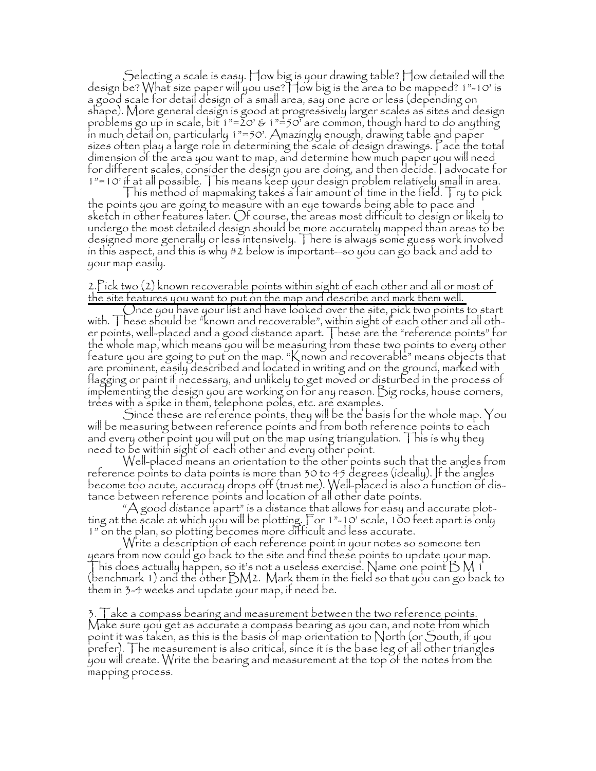Selecting a scale is easy. How big is your drawing table? How detailed will the design be? What size paper will you use? How big is the area to be mapped? 1"-10' is a good scale for detail design of a small area, say one acre or less (depending on shape). More general design is good at progressively larger scales as sites and design problems go up in scale, bit 1"=20' & 1"=50' are common, though hard to do anything in much detail on, particularly 1"=50'. Amazingly enough, drawing table and paper sizes often play a large role in determining the scale of design drawings. Pace the total dimension of the area you want to map, and determine how much paper you will need for different scales, consider the design you are doing, and then decide. I advocate for 1"=10' if at all possible. This means keep your design problem relatively small in area.

This method of mapmaking takes a fair amount of time in the field. Try to pick the points you are going to measure with an eye towards being able to pace and sketch in other features later. Of course, the areas most difficult to design or likely to undergo the most detailed design should be more accurately mapped than areas to be designed more generally or less intensively. There is always some guess work involved in this aspect, and this is why #2 below is important—so you can go back and add to your map easily.

2. Pick two (2) known recoverable points within sight of each other and all or most of the site features you want to put on the map and describe and mark them well.

Once you have your list and have looked over the site, pick two points to start with. These should be "known and recoverable", within sight of each other and all other points, well-placed and a good distance apart. These are the "reference points" for the whole map, which means you will be measuring from these two points to every other feature you are going to put on the map. "Known and recoverable" means objects that are prominent, easily described and located in writing and on the ground, marked with flagging or paint if necessary, and unlikely to get moved or disturbed in the process of implementing the design you are working on for any reason. Big rocks, house corners, trees with a spike in them, telephone poles, etc. are examples.

Since these are reference points, they will be the basis for the whole map. You will be measuring between reference points and from both reference points to each and every other point you will put on the map using triangulation. This is why they need to be within sight of each other and every other point.

Well-placed means an orientation to the other points such that the angles from reference points to data points is more than 30 to 45 degrees (ideally). If the angles become too acute, accuracy drops off (trust me). Well-placed is also a function of distance between reference points and location of all other date points.

"A good distance apart" is a distance that allows for easy and accurate plotting at the scale at which you will be plotting. For 1"-10' scale, 100 feet apart is only 1" on the plan, so plotting becomes more difficult and less accurate.

Write a description of each reference point in your notes so someone ten years from now could go back to the site and find these points to update your map. This does actually happen, so it's not a useless exercise. Name one point BM 1 (benchmark 1) and the other BM2. Mark them in the field so that you can go back to them in 3-4 weeks and update your map, if need be.

3. Take a compass bearing and measurement between the two reference points.

Make sure you get as accurate a compass bearing as you can, and note from which point it was taken, as this is the basis of map orientation to North (or South, if you prefer). The measurement is also critical, since it is the base leg of all other triangles you will create. Write the bearing and measurement at the top of the notes from the mapping process.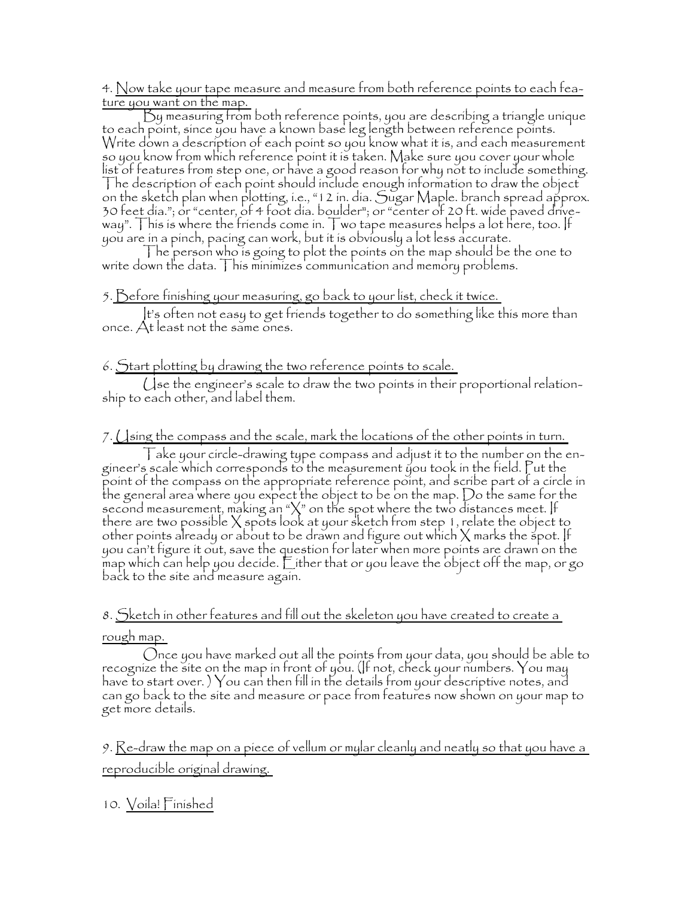4. Now take your tape measure and measure from both reference points to each feature you want on the map.

By measuring from both reference points, you are describing a triangle unique to each point, since you have a known base leg length between reference points. Write down a description of each point so you know what it is, and each measurement so you know from which reference point it is taken. Make sure you cover your whole list of features from step one, or have a good reason for why not to include something. The description of each point should include enough information to draw the object on the sketch plan when plotting, i.e., "12 in. dia. Sugar Maple. branch spread approx. 30 feet dia."; or "center, of 4 foot dia. boulder"; or "center of 20 ft. wide paved driveway". This is where the friends come in. Two tape measures helps a lot here, too. If you are in a pinch, pacing can work, but it is obviously a lot less accurate.

The person who is going to plot the points on the map should be the one to write down the data. This minimizes communication and memory problems.

5. Before finishing your measuring, go back to your list, check it twice.

It's often not easy to get friends together to do something like this more than once. At least not the same ones.

6. Start plotting by drawing the two reference points to scale.

Use the engineer's scale to draw the two points in their proportional relationship to each other, and label them.

7. Using the compass and the scale, mark the locations of the other points in turn.

Take your circle-drawing type compass and adjust it to the number on the engineer's scale which corresponds to the measurement you took in the field. Put the point of the compass on the appropriate reference point, and scribe part of a circle in the general area where you expect the object to be on the map. Do the same for the second measurement, making an "X" on the spot where the two distances meet. If there are two possible X spots look at your sketch from step 1, relate the object to other points already or about to be drawn and figure out which X marks the spot. If you can't figure it out, save the question for later when more points are drawn on the map which can help you decide. Either that or you leave the object off the map, or go back to the site and measure again.

8. Sketch in other features and fill out the skeleton you have created to create a rough map.

Once you have marked out all the points from your data, you should be able to recognize the site on the map in front of you. (If not, check your numbers. You may have to start over. ) You can then fill in the details from your descriptive notes, and can go back to the site and measure or pace from features now shown on your map to get more details.

9. Re-draw the map on a piece of vellum or mylar cleanly and neatly so that you have a reproducible original drawing.

10. Voila! Finished